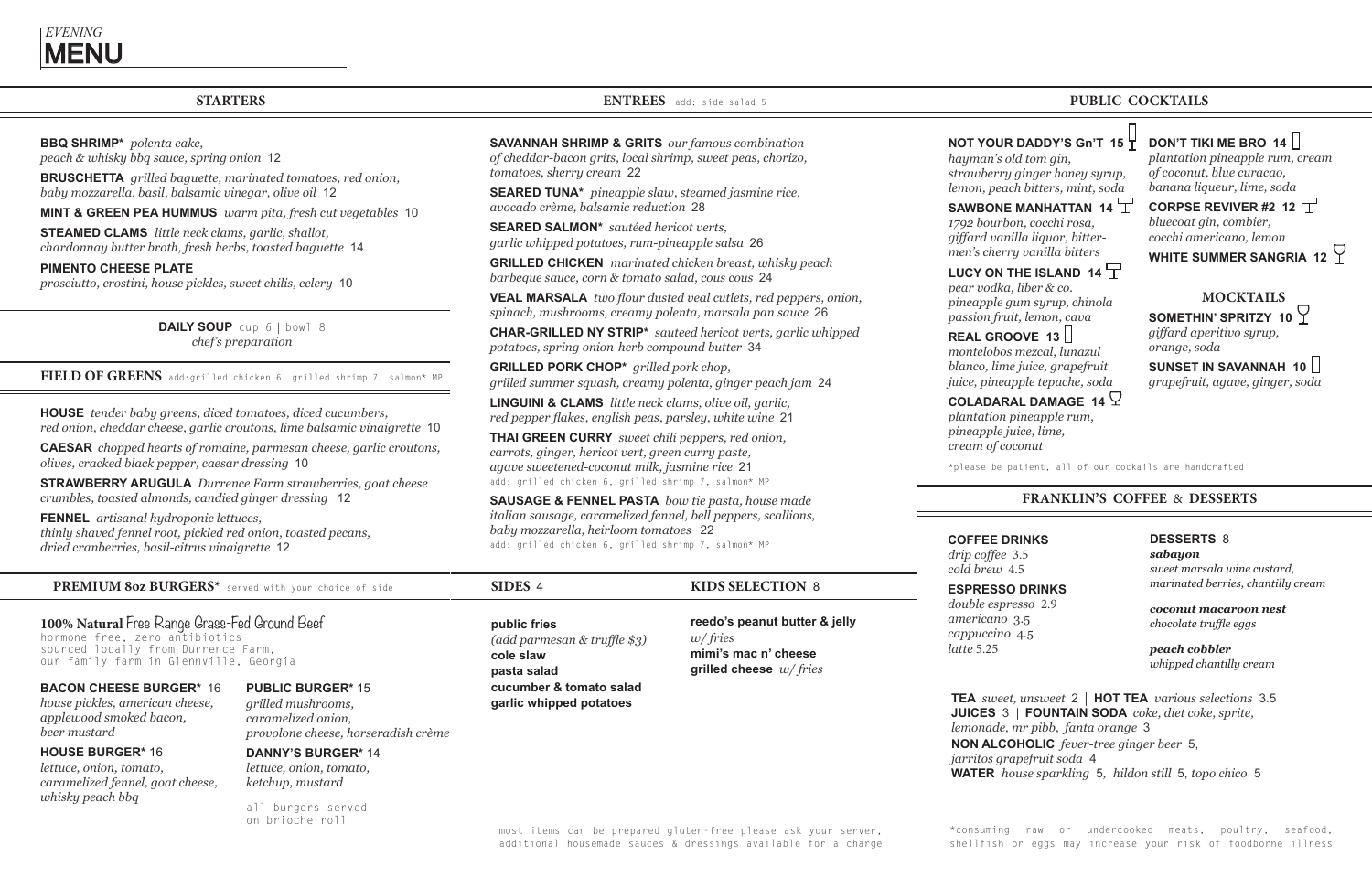*EVENING*

# MENU

## STARTERS

**BBQ SHRIMP*** *polenta cake, peach & whisky bbq sauce, spring onion* 12

**BRUSCHETTA** *grilled baguette, marinated tomatoes, red onion, baby mozzarella, basil, balsamic vinegar, olive oil* 12

**MINT & GREEN PEA HUMMUS** *warm pita, fresh cut vegetables* 10

**STEAMED CLAMS** *little neck clams, garlic, shallot, chardonnay butter broth, fresh herbs, toasted baguette* 14

**PIMENTO CHEESE PLATE**
*prosciutto, crostini, house pickles, sweet chilis, celery* 10

**DAILY SOUP** cup 6 | bowl 8
*chef's preparation*

## FIELD OF GREENS

add: grilled chicken 6, grilled shrimp 7, salmon* MP

**HOUSE** *tender baby greens, diced tomatoes, diced cucumbers, red onion, cheddar cheese, garlic croutons, lime balsamic vinaigrette* 10

**CAESAR** *chopped hearts of romaine, parmesan cheese, garlic croutons, olives, cracked black pepper, caesar dressing* 10

**STRAWBERRY ARUGULA** *Durrence Farm strawberries, goat cheese crumbles, toasted almonds, candied ginger dressing* 12

**FENNEL** *artisanal hydroponic lettuces, thinly shaved fennel root, pickled red onion, toasted pecans, dried cranberries, basil-citrus vinaigrette* 12

## PREMIUM 8oz BURGERS*

served with your choice of side

**100% Natural Free Range Grass-Fed Ground Beef**
hormone-free, zero antibiotics
sourced locally from Durrence Farm,
our family farm in Glennville, Georgia

**BACON CHEESE BURGER*** 16
*house pickles, american cheese, applewood smoked bacon, beer mustard*

**HOUSE BURGER*** 16
*lettuce, onion, tomato, caramelized fennel, goat cheese, whisky peach bbq*

**PUBLIC BURGER*** 15
*grilled mushrooms, caramelized onion, provolone cheese, horseradish crème*

**DANNY'S BURGER*** 14
*lettuce, onion, tomato, ketchup, mustard*

all burgers served on brioche roll

## ENTREES

add: side salad 5

**SAVANNAH SHRIMP & GRITS** *our famous combination of cheddar-bacon grits, local shrimp, sweet peas, chorizo, tomatoes, sherry cream* 22

**SEARED TUNA*** *pineapple slaw, steamed jasmine rice, avocado crème, balsamic reduction* 28

**SEARED SALMON*** *sautéed hericot verts, garlic whipped potatoes, rum-pineapple salsa* 26

**GRILLED CHICKEN** *marinated chicken breast, whisky peach barbeque sauce, corn & tomato salad, cous cous* 24

**VEAL MARSALA** *two flour dusted veal cutlets, red peppers, onion, spinach, mushrooms, creamy polenta, marsala pan sauce* 26

**CHAR-GRILLED NY STRIP*** *sauteed hericot verts, garlic whipped potatoes, spring onion-herb compound butter* 34

**GRILLED PORK CHOP*** *grilled pork chop, grilled summer squash, creamy polenta, ginger peach jam* 24

**LINGUINI & CLAMS** *little neck clams, olive oil, garlic, red pepper flakes, english peas, parsley, white wine* 21

**THAI GREEN CURRY** *sweet chili peppers, red onion, carrots, ginger, hericot vert, green curry paste, agave sweetened-coconut milk, jasmine rice* 21
add: grilled chicken 6, grilled shrimp 7, salmon* MP

**SAUSAGE & FENNEL PASTA** *bow tie pasta, house made italian sausage, caramelized fennel, bell peppers, scallions, baby mozzarella, heirloom tomatoes* 22
add: grilled chicken 6, grilled shrimp 7, salmon* MP

## SIDES 4

**public fries**
*(add parmesan & truffle $3)*
**cole slaw**
**pasta salad**
**cucumber & tomato salad**
**garlic whipped potatoes**

## KIDS SELECTION 8

**reedo's peanut butter & jelly** *w/ fries*
**mimi's mac n' cheese**
**grilled cheese** *w/ fries*

most items can be prepared gluten-free please ask your server, additional housemade sauces & dressings available for a charge

## PUBLIC COCKTAILS

**NOT YOUR DADDY'S Gn'T 15**
*hayman's old tom gin, strawberry ginger honey syrup, lemon, peach bitters, mint, soda*

**SAWBONE MANHATTAN 14**
*1792 bourbon, cocchi rosa, giffard vanilla liquor, bittermen's cherry vanilla bitters*

**LUCY ON THE ISLAND 14**
*pear vodka, liber & co. pineapple gum syrup, chinola passion fruit, lemon, cava*

**REAL GROOVE 13**
*montelobos mezcal, lunazul blanco, lime juice, grapefruit juice, pineapple tepache, soda*

**COLADARAL DAMAGE 14**
*plantation pineapple rum, pineapple juice, lime, cream of coconut*

**DON'T TIKI ME BRO 14**
*plantation pineapple rum, cream of coconut, blue curacao, banana liqueur, lime, soda*

**CORPSE REVIVER #2 12**
*bluecoat gin, combier, cocchi americano, lemon*

**WHITE SUMMER SANGRIA 12**

### MOCKTAILS

**SOMETHIN' SPRITZY 10**
*giffard aperitivo syrup, orange, soda*

**SUNSET IN SAVANNAH 10**
*grapefruit, agave, ginger, soda*

*please be patient, all of our cockails are handcrafted

## FRANKLIN'S COFFEE & DESSERTS

**COFFEE DRINKS**
*drip coffee* 3.5
*cold brew* 4.5

**ESPRESSO DRINKS**
*double espresso* 2.9
*americano* 3.5
*cappuccino* 4.5
*latte* 5.25

**DESSERTS** 8
***sabayon***
*sweet marsala wine custard, marinated berries, chantilly cream*

***coconut macaroon nest***
*chocolate truffle eggs*

***peach cobbler***
*whipped chantilly cream*

**TEA** *sweet, unsweet* 2 | **HOT TEA** *various selections* 3.5
**JUICES** 3 | **FOUNTAIN SODA** *coke, diet coke, sprite, lemonade, mr pibb, fanta orange* 3
**NON ALCOHOLIC** *fever-tree ginger beer* 5, *jarritos grapefruit soda* 4
**WATER** *house sparkling* 5, *hildon still* 5, *topo chico* 5

*consuming raw or undercooked meats, poultry, seafood, shellfish or eggs may increase your risk of foodborne illness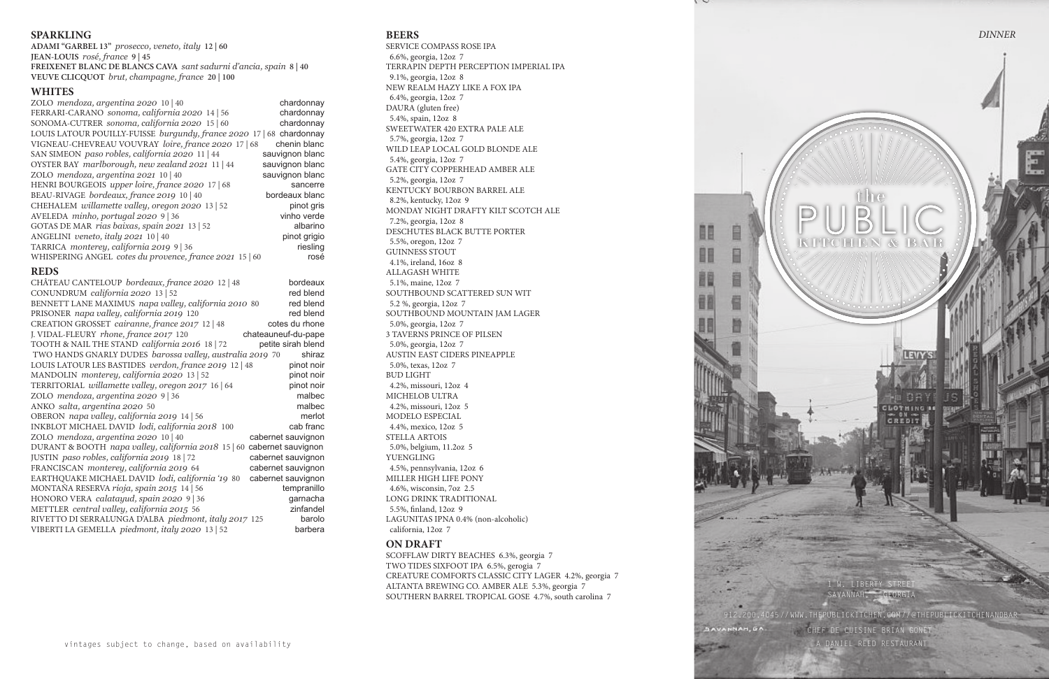## SPARKLING

**ADAMI "GARBEL 13"** *prosecco, veneto, italy* **12 | 60**
**JEAN-LOUIS** *rosé, france* **9 | 45**
**FREIXENET BLANC DE BLANCS CAVA** *sant sadurni d'ancia, spain* **8 | 40**
**VEUVE CLICQUOT** *brut, champagne, france* **20 | 100**

## WHITES

ZOLO *mendoza, argentina 2020* 10 | 40 — chardonnay
FERRARI-CARANO *sonoma, california 2020* 14 | 56 — chardonnay
SONOMA-CUTRER *sonoma, california 2020* 15 | 60 — chardonnay
LOUIS LATOUR POUILLY-FUISSE *burgundy, france 2020* 17 | 68 — chardonnay
VIGNEAU-CHEVREAU VOUVRAY *loire, france 2020* 17 | 68 — chenin blanc
SAN SIMEON *paso robles, california 2020* 11 | 44 — sauvignon blanc
OYSTER BAY *marlborough, new zealand 2021* 11 | 44 — sauvignon blanc
ZOLO *mendoza, argentina 2021* 10 | 40 — sauvignon blanc
HENRI BOURGEOIS *upper loire, france 2020* 17 | 68 — sancerre
BEAU-RIVAGE *bordeaux, france 2019* 10 | 40 — bordeaux blanc
CHEHALEM *willamette valley, oregon 2020* 13 | 52 — pinot gris
AVELEDA *minho, portugal 2020* 9 | 36 — vinho verde
GOTAS DE MAR *rias baixas, spain 2021* 13 | 52 — albarino
ANGELINI *veneto, italy 2021* 10 | 40 — pinot grigio
TARRICA *monterey, california 2019* 9 | 36 — riesling
WHISPERING ANGEL *cotes du provence, france 2021* 15 | 60 — rosé

## REDS

CHÂTEAU CANTELOUP *bordeaux, france 2020* 12 | 48 — bordeaux
CONUNDRUM *california 2020* 13 | 52 — red blend
BENNETT LANE MAXIMUS *napa valley, california 2010* 80 — red blend
PRISONER *napa valley, california 2019* 120 — red blend
CREATION GROSSET *cairanne, france 2017* 12 | 48 — cotes du rhone
J. VIDAL-FLEURY *rhone, france 2017* 120 — chateauneuf-du-pape
TOOTH & NAIL THE STAND *california 2016* 18 | 72 — petite sirah blend
TWO HANDS GNARLY DUDES *barossa valley, australia 2019* 70 — shiraz
LOUIS LATOUR LES BASTIDES *verdon, france 2019* 12 | 48 — pinot noir
MANDOLIN *monterey, california 2020* 13 | 52 — pinot noir
TERRITORIAL *willamette valley, oregon 2017* 16 | 64 — pinot noir
ZOLO *mendoza, argentina 2020* 9 | 36 — malbec
ANKO *salta, argentina 2020* 50 — malbec
OBERON *napa valley, california 2019* 14 | 56 — merlot
INKBLOT MICHAEL DAVID *lodi, california 2018* 100 — cab franc
ZOLO *mendoza, argentina 2020* 10 | 40 — cabernet sauvignon
DURANT & BOOTH *napa valley, california 2018* 15 | 60 — cabernet sauvignon
JUSTIN *paso robles, california 2019* 18 | 72 — cabernet sauvignon
FRANCISCAN *monterey, california 2019* 64 — cabernet sauvignon
EARTHQUAKE MICHAEL DAVID *lodi, california '19* 80 — cabernet sauvignon
MONTAÑA RESERVA *rioja, spain 2015* 14 | 56 — tempranillo
HONORO VERA *calatayud, spain 2020* 9 | 36 — garnacha
METTLER *central valley, california 2015* 56 — zinfandel
RIVETTO DI SERRALUNGA D'ALBA *piedmont, italy 2017* 125 — barolo
VIBERTI LA GEMELLA *piedmont, italy 2020* 13 | 52 — barbera

vintages subject to change, based on availability

## BEERS

SERVICE COMPASS ROSE IPA
6.6%, georgia, 12oz 7
TERRAPIN DEPTH PERCEPTION IMPERIAL IPA
9.1%, georgia, 12oz 8
NEW REALM HAZY LIKE A FOX IPA
6.4%, georgia, 12oz 7
DAURA (gluten free)
5.4%, spain, 12oz 8
SWEETWATER 420 EXTRA PALE ALE
5.7%, georgia, 12oz 7
WILD LEAP LOCAL GOLD BLONDE ALE
5.4%, georgia, 12oz 7
GATE CITY COPPERHEAD AMBER ALE
5.2%, georgia, 12oz 7
KENTUCKY BOURBON BARREL ALE
8.2%, kentucky, 12oz 9
MONDAY NIGHT DRAFTY KILT SCOTCH ALE
7.2%, georgia, 12oz 8
DESCHUTES BLACK BUTTE PORTER
5.5%, oregon, 12oz 7
GUINNESS STOUT
4.1%, ireland, 16oz 8
ALLAGASH WHITE
5.1%, maine, 12oz 7
SOUTHBOUND SCATTERED SUN WIT
5.2 %, georgia, 12oz 7
SOUTHBOUND MOUNTAIN JAM LAGER
5.0%, georgia, 12oz 7
3 TAVERNS PRINCE OF PILSEN
5.0%, georgia, 12oz 7
AUSTIN EAST CIDERS PINEAPPLE
5.0%, texas, 12oz 7
BUD LIGHT
4.2%, missouri, 12oz 4
MICHELOB ULTRA
4.2%, missouri, 12oz 5
MODELO ESPECIAL
4.4%, mexico, 12oz 5
STELLA ARTOIS
5.0%, belgium, 11.2oz 5
YUENGLING
4.5%, pennsylvania, 12oz 6
MILLER HIGH LIFE PONY
4.6%, wisconsin, 7oz 2.5
LONG DRINK TRADITIONAL
5.5%, finland, 12oz 9
LAGUNITAS IPNA 0.4% (non-alcoholic)
california, 12oz 7

## ON DRAFT

SCOFFLAW DIRTY BEACHES 6.3%, georgia 7
TWO TIDES SIXFOOT IPA 6.5%, gerogia 7
CREATURE COMFORTS CLASSIC CITY LAGER 4.2%, georgia 7
ALTANTA BREWING CO. AMBER ALE 5.3%, georgia 7
SOUTHERN BARREL TROPICAL GOSE 4.7%, south carolina 7

*DINNER*

the PUBLIC KITCHEN & BAR

1 W. LIBERTY STREET
SAVANNAH, GEORGIA

912.200.4045 // WWW.THEPUBLICKITCHEN.COM // @THEPUBLICKITCHENANDBAR

CHEF DE CUISINE BRIAN GONET
A DANIEL REED RESTAURANT